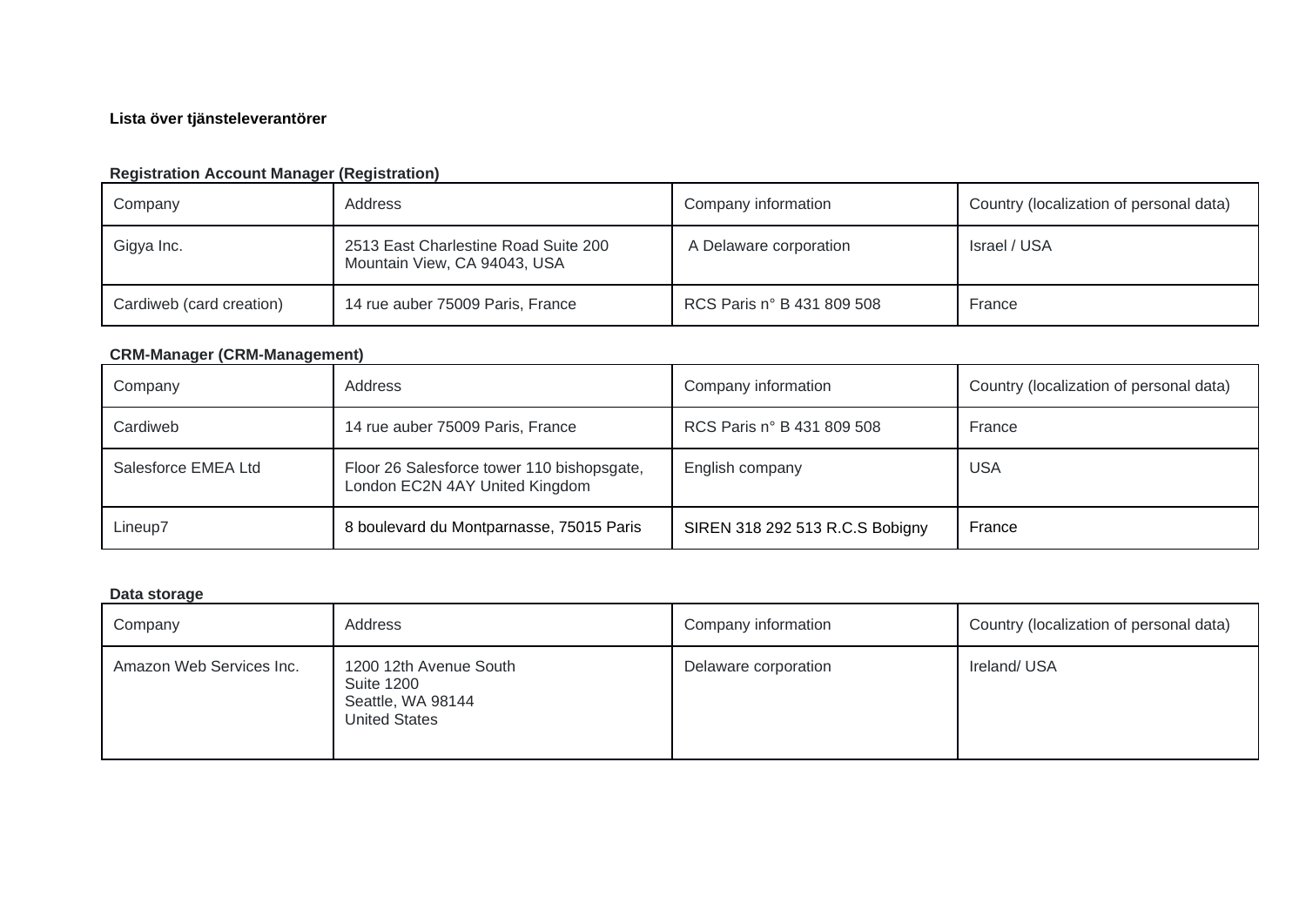**Lista över tjänsteleverantörer**

**Registration Account Manager (Registration)**

| Company | Address | Company information | Country (localization of personal data) |
|---|---|---|---|
| Gigya Inc. | 2513 East Charlestine Road Suite 200 Mountain View, CA 94043, USA | A Delaware corporation | Israel / USA |
| Cardiweb (card creation) | 14 rue auber 75009 Paris, France | RCS Paris n° B 431 809 508 | France |

**CRM-Manager (CRM-Management)**

| Company | Address | Company information | Country (localization of personal data) |
|---|---|---|---|
| Cardiweb | 14 rue auber 75009 Paris, France | RCS Paris n° B 431 809 508 | France |
| Salesforce EMEA Ltd | Floor 26 Salesforce tower 110 bishopsgate, London EC2N 4AY United Kingdom | English company | USA |
| Lineup7 | 8 boulevard du Montparnasse, 75015 Paris | SIREN 318 292 513 R.C.S Bobigny | France |

**Data storage**

| Company | Address | Company information | Country (localization of personal data) |
|---|---|---|---|
| Amazon Web Services Inc. | 1200 12th Avenue South Suite 1200 Seattle, WA 98144 United States | Delaware corporation | Ireland/ USA |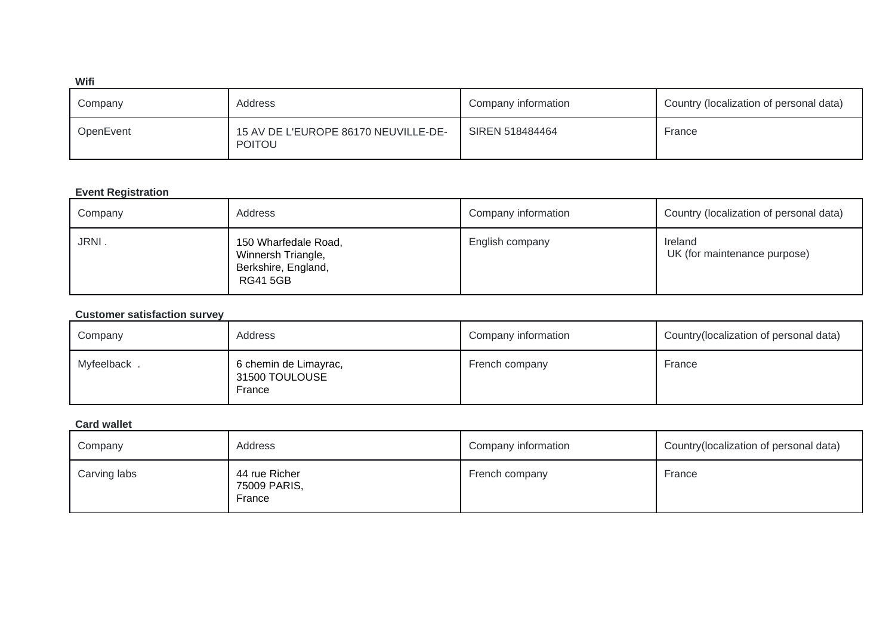**Wifi**

| Company | Address | Company information | Country (localization of personal data) |
|---|---|---|---|
| OpenEvent | 15 AV DE L'EUROPE 86170 NEUVILLE-DE-POITOU | SIREN 518484464 | France |

**Event Registration**

| Company | Address | Company information | Country (localization of personal data) |
|---|---|---|---|
| JRNI . | 150 Wharfedale Road, Winnersh Triangle, Berkshire, England, RG41 5GB | English company | Ireland UK (for maintenance purpose) |

**Customer satisfaction survey**

| Company | Address | Company information | Country(localization of personal data) |
|---|---|---|---|
| Myfeelback . | 6 chemin de Limayrac, 31500 TOULOUSE France | French company | France |

**Card wallet**

| Company | Address | Company information | Country(localization of personal data) |
|---|---|---|---|
| Carving labs | 44 rue Richer 75009 PARIS, France | French company | France |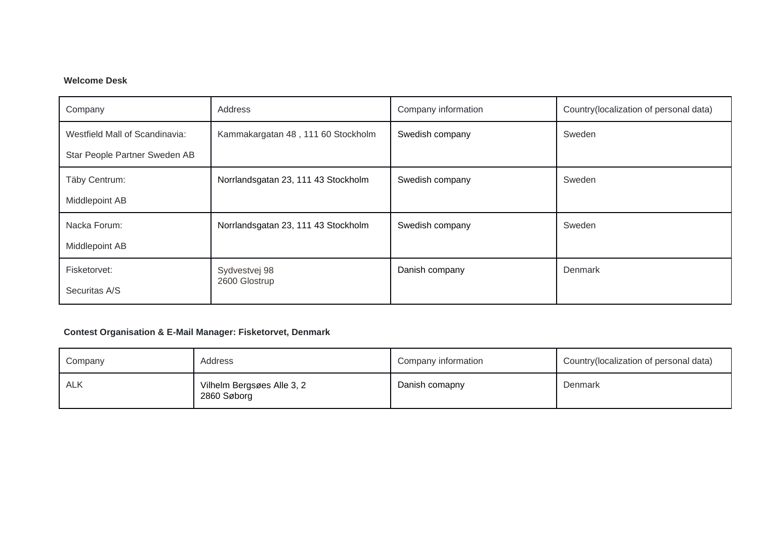**Welcome Desk**

| Company | Address | Company information | Country(localization of personal data) |
|---|---|---|---|
| Westfield Mall of Scandinavia:<br>Star People Partner Sweden AB | Kammakargatan 48 , 111 60 Stockholm | Swedish company | Sweden |
| Täby Centrum:<br>Middlepoint AB | Norrlandsgatan 23, 111 43 Stockholm | Swedish company | Sweden |
| Nacka Forum:<br>Middlepoint AB | Norrlandsgatan 23, 111 43 Stockholm | Swedish company | Sweden |
| Fisketorvet:<br>Securitas A/S | Sydvestvej 98<br>2600 Glostrup | Danish company | Denmark |

**Contest Organisation & E-Mail Manager: Fisketorvet, Denmark**

| Company | Address | Company information | Country(localization of personal data) |
|---|---|---|---|
| ALK | Vilhelm Bergsøes Alle 3, 2<br>2860 Søborg | Danish comapny | Denmark |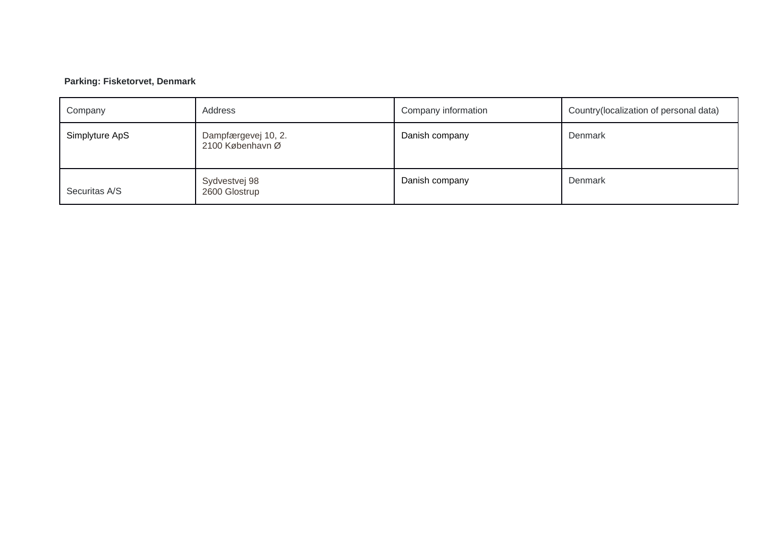**Parking: Fisketorvet, Denmark**

| Company | Address | Company information | Country(localization of personal data) |
|---|---|---|---|
| Simplyture ApS | Dampfærgevej 10, 2.<br>2100 København Ø | Danish company | Denmark |
| Securitas A/S | Sydvestvej 98<br>2600 Glostrup | Danish company | Denmark |